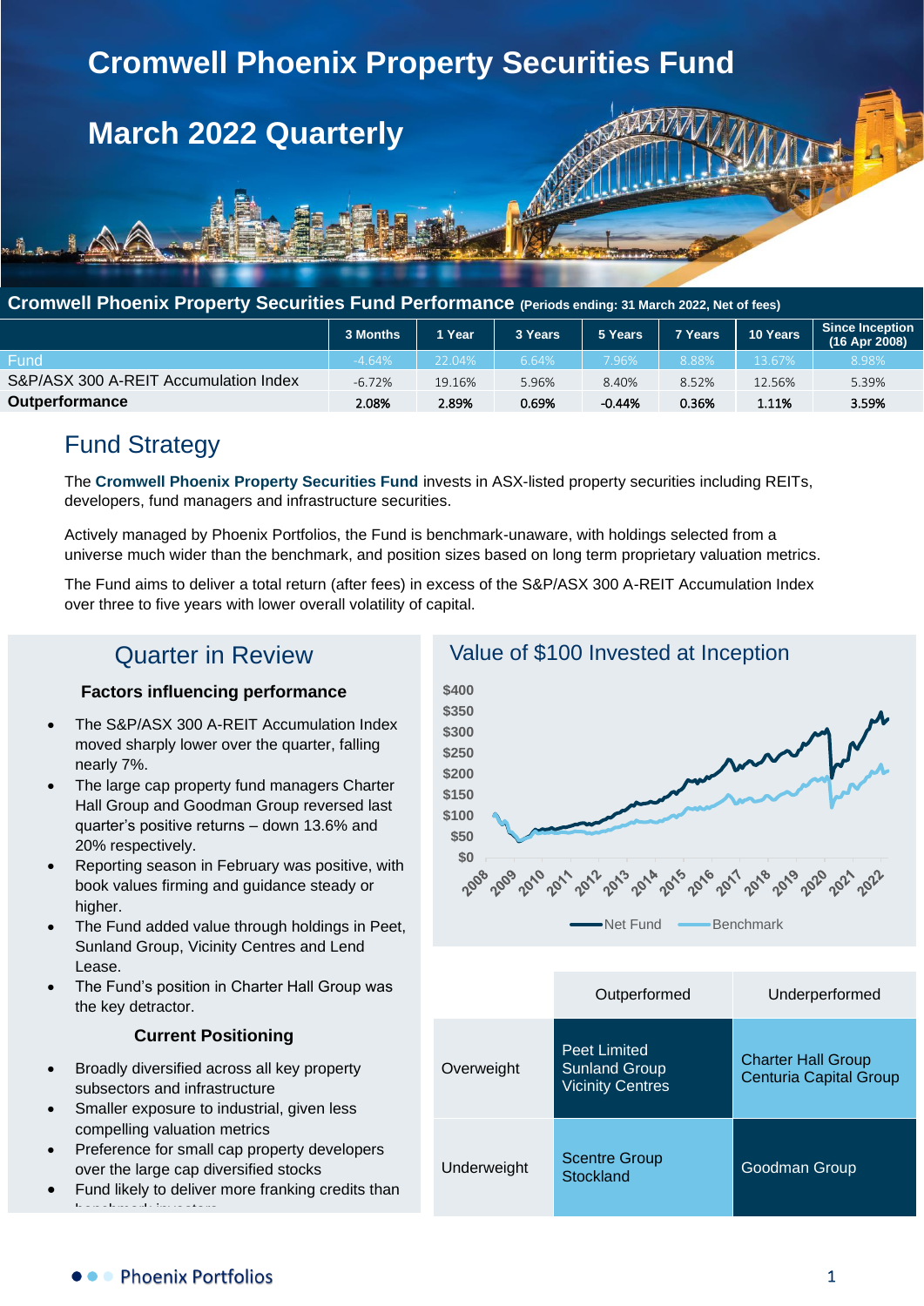# Cromwell Phoenix Property Securities Fund

# March 2022 Quarterly

## Cromwell Phoenix Property Securities Fund Performance (Periods ending: 31 March 2022, Net of fees)

| | 3 Months | 1 Year | 3 Years | 5 Years | 7 Years | 10 Years | Since Inception (16 Apr 2008) |
|---|---|---|---|---|---|---|---|
| Fund | -4.64% | 22.04% | 6.64% | 7.96% | 8.88% | 13.67% | 8.98% |
| S&P/ASX 300 A-REIT Accumulation Index | -6.72% | 19.16% | 5.96% | 8.40% | 8.52% | 12.56% | 5.39% |
| **Outperformance** | 2.08% | 2.89% | 0.69% | -0.44% | 0.36% | 1.11% | 3.59% |

## Fund Strategy

The **Cromwell Phoenix Property Securities Fund** invests in ASX-listed property securities including REITs, developers, fund managers and infrastructure securities.

Actively managed by Phoenix Portfolios, the Fund is benchmark-unaware, with holdings selected from a universe much wider than the benchmark, and position sizes based on long term proprietary valuation metrics.

The Fund aims to deliver a total return (after fees) in excess of the S&P/ASX 300 A-REIT Accumulation Index over three to five years with lower overall volatility of capital.

## Quarter in Review

### Factors influencing performance

- The S&P/ASX 300 A-REIT Accumulation Index moved sharply lower over the quarter, falling nearly 7%.
- The large cap property fund managers Charter Hall Group and Goodman Group reversed last quarter's positive returns – down 13.6% and 20% respectively.
- Reporting season in February was positive, with book values firming and guidance steady or higher.
- The Fund added value through holdings in Peet, Sunland Group, Vicinity Centres and Lend Lease.
- The Fund's position in Charter Hall Group was the key detractor.

### Current Positioning

- Broadly diversified across all key property subsectors and infrastructure
- Smaller exposure to industrial, given less compelling valuation metrics
- Preference for small cap property developers over the large cap diversified stocks
- Fund likely to deliver more franking credits than benchmark investors

## Value of $100 Invested at Inception

Legend: Net Fund, Benchmark (y-axis $0–$400; x-axis 2008–2022)

| | Outperformed | Underperformed |
|---|---|---|
| Overweight | Peet Limited<br>Sunland Group<br>Vicinity Centres | Charter Hall Group<br>Centuria Capital Group |
| Underweight | Scentre Group<br>Stockland | Goodman Group |

Phoenix Portfolios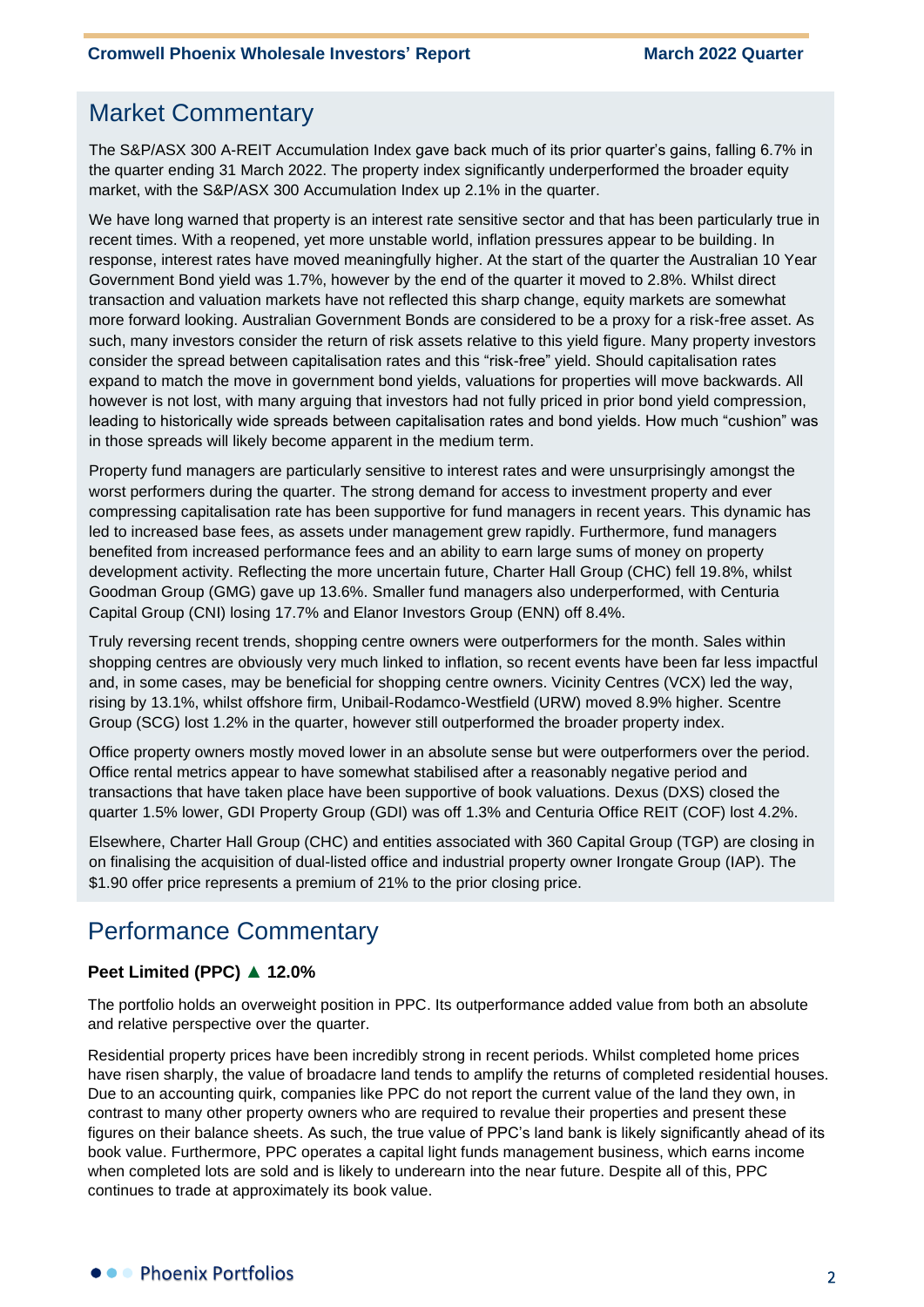## Market Commentary

The S&P/ASX 300 A-REIT Accumulation Index gave back much of its prior quarter's gains, falling 6.7% in the quarter ending 31 March 2022. The property index significantly underperformed the broader equity market, with the S&P/ASX 300 Accumulation Index up 2.1% in the quarter.

We have long warned that property is an interest rate sensitive sector and that has been particularly true in recent times. With a reopened, yet more unstable world, inflation pressures appear to be building. In response, interest rates have moved meaningfully higher. At the start of the quarter the Australian 10 Year Government Bond yield was 1.7%, however by the end of the quarter it moved to 2.8%. Whilst direct transaction and valuation markets have not reflected this sharp change, equity markets are somewhat more forward looking. Australian Government Bonds are considered to be a proxy for a risk-free asset. As such, many investors consider the return of risk assets relative to this yield figure. Many property investors consider the spread between capitalisation rates and this "risk-free" yield. Should capitalisation rates expand to match the move in government bond yields, valuations for properties will move backwards. All however is not lost, with many arguing that investors had not fully priced in prior bond yield compression, leading to historically wide spreads between capitalisation rates and bond yields. How much "cushion" was in those spreads will likely become apparent in the medium term.

Property fund managers are particularly sensitive to interest rates and were unsurprisingly amongst the worst performers during the quarter. The strong demand for access to investment property and ever compressing capitalisation rate has been supportive for fund managers in recent years. This dynamic has led to increased base fees, as assets under management grew rapidly. Furthermore, fund managers benefited from increased performance fees and an ability to earn large sums of money on property development activity. Reflecting the more uncertain future, Charter Hall Group (CHC) fell 19.8%, whilst Goodman Group (GMG) gave up 13.6%. Smaller fund managers also underperformed, with Centuria Capital Group (CNI) losing 17.7% and Elanor Investors Group (ENN) off 8.4%.

Truly reversing recent trends, shopping centre owners were outperformers for the month. Sales within shopping centres are obviously very much linked to inflation, so recent events have been far less impactful and, in some cases, may be beneficial for shopping centre owners. Vicinity Centres (VCX) led the way, rising by 13.1%, whilst offshore firm, Unibail-Rodamco-Westfield (URW) moved 8.9% higher. Scentre Group (SCG) lost 1.2% in the quarter, however still outperformed the broader property index.

Office property owners mostly moved lower in an absolute sense but were outperformers over the period. Office rental metrics appear to have somewhat stabilised after a reasonably negative period and transactions that have taken place have been supportive of book valuations. Dexus (DXS) closed the quarter 1.5% lower, GDI Property Group (GDI) was off 1.3% and Centuria Office REIT (COF) lost 4.2%.

Elsewhere, Charter Hall Group (CHC) and entities associated with 360 Capital Group (TGP) are closing in on finalising the acquisition of dual-listed office and industrial property owner Irongate Group (IAP). The $1.90 offer price represents a premium of 21% to the prior closing price.

## Performance Commentary

### Peet Limited (PPC) ▲ 12.0%

The portfolio holds an overweight position in PPC. Its outperformance added value from both an absolute and relative perspective over the quarter.

Residential property prices have been incredibly strong in recent periods. Whilst completed home prices have risen sharply, the value of broadacre land tends to amplify the returns of completed residential houses. Due to an accounting quirk, companies like PPC do not report the current value of the land they own, in contrast to many other property owners who are required to revalue their properties and present these figures on their balance sheets. As such, the true value of PPC's land bank is likely significantly ahead of its book value. Furthermore, PPC operates a capital light funds management business, which earns income when completed lots are sold and is likely to underearn into the near future. Despite all of this, PPC continues to trade at approximately its book value.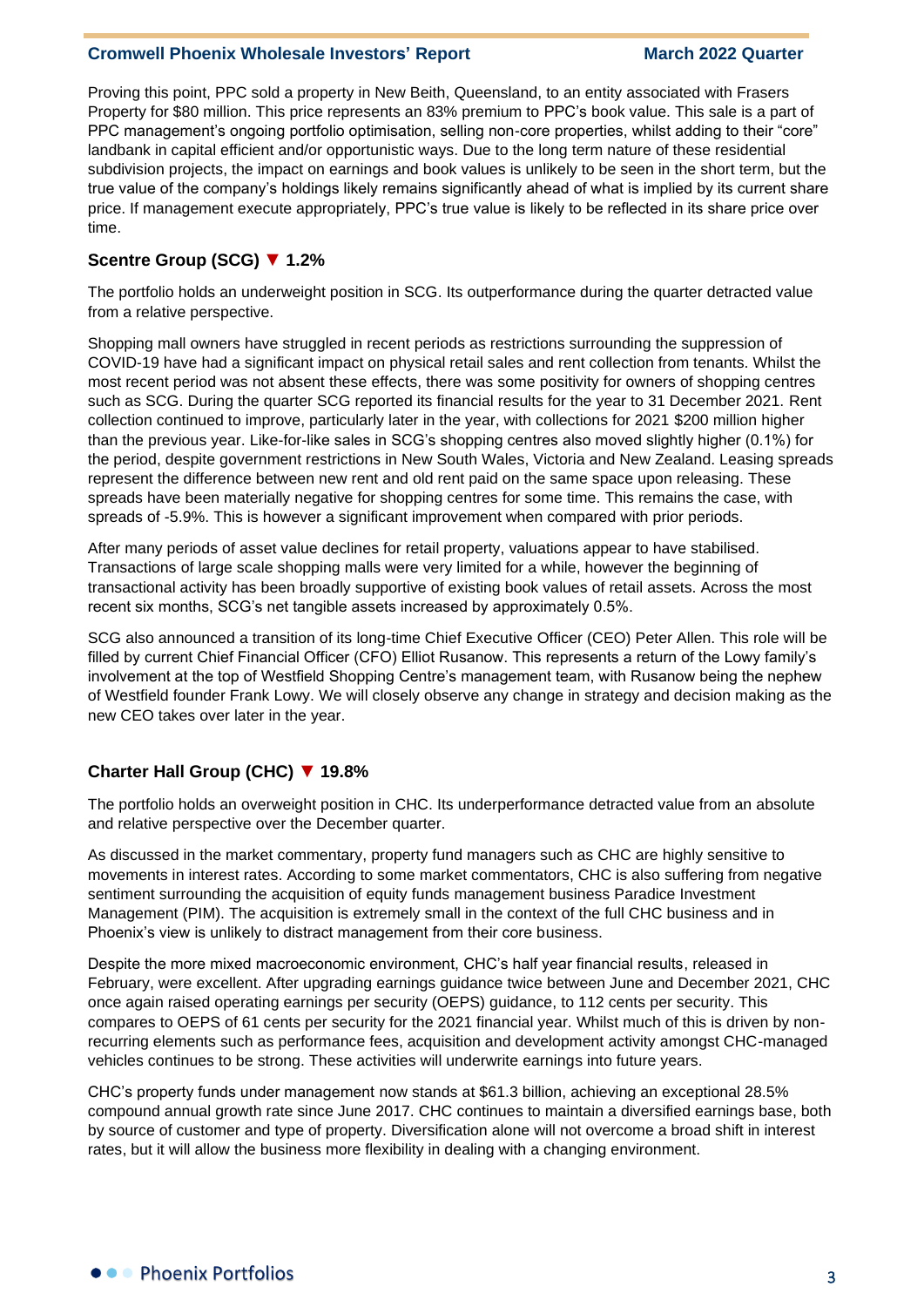Proving this point, PPC sold a property in New Beith, Queensland, to an entity associated with Frasers Property for $80 million. This price represents an 83% premium to PPC's book value. This sale is a part of PPC management's ongoing portfolio optimisation, selling non-core properties, whilst adding to their "core" landbank in capital efficient and/or opportunistic ways. Due to the long term nature of these residential subdivision projects, the impact on earnings and book values is unlikely to be seen in the short term, but the true value of the company's holdings likely remains significantly ahead of what is implied by its current share price. If management execute appropriately, PPC's true value is likely to be reflected in its share price over time.

### Scentre Group (SCG) ▼ 1.2%

The portfolio holds an underweight position in SCG. Its outperformance during the quarter detracted value from a relative perspective.

Shopping mall owners have struggled in recent periods as restrictions surrounding the suppression of COVID-19 have had a significant impact on physical retail sales and rent collection from tenants. Whilst the most recent period was not absent these effects, there was some positivity for owners of shopping centres such as SCG. During the quarter SCG reported its financial results for the year to 31 December 2021. Rent collection continued to improve, particularly later in the year, with collections for 2021 $200 million higher than the previous year. Like-for-like sales in SCG's shopping centres also moved slightly higher (0.1%) for the period, despite government restrictions in New South Wales, Victoria and New Zealand. Leasing spreads represent the difference between new rent and old rent paid on the same space upon releasing. These spreads have been materially negative for shopping centres for some time. This remains the case, with spreads of -5.9%. This is however a significant improvement when compared with prior periods.

After many periods of asset value declines for retail property, valuations appear to have stabilised. Transactions of large scale shopping malls were very limited for a while, however the beginning of transactional activity has been broadly supportive of existing book values of retail assets. Across the most recent six months, SCG's net tangible assets increased by approximately 0.5%.

SCG also announced a transition of its long-time Chief Executive Officer (CEO) Peter Allen. This role will be filled by current Chief Financial Officer (CFO) Elliot Rusanow. This represents a return of the Lowy family's involvement at the top of Westfield Shopping Centre's management team, with Rusanow being the nephew of Westfield founder Frank Lowy. We will closely observe any change in strategy and decision making as the new CEO takes over later in the year.

### Charter Hall Group (CHC) ▼ 19.8%

The portfolio holds an overweight position in CHC. Its underperformance detracted value from an absolute and relative perspective over the December quarter.

As discussed in the market commentary, property fund managers such as CHC are highly sensitive to movements in interest rates. According to some market commentators, CHC is also suffering from negative sentiment surrounding the acquisition of equity funds management business Paradice Investment Management (PIM). The acquisition is extremely small in the context of the full CHC business and in Phoenix's view is unlikely to distract management from their core business.

Despite the more mixed macroeconomic environment, CHC's half year financial results, released in February, were excellent. After upgrading earnings guidance twice between June and December 2021, CHC once again raised operating earnings per security (OEPS) guidance, to 112 cents per security. This compares to OEPS of 61 cents per security for the 2021 financial year. Whilst much of this is driven by non-recurring elements such as performance fees, acquisition and development activity amongst CHC-managed vehicles continues to be strong. These activities will underwrite earnings into future years.

CHC's property funds under management now stands at $61.3 billion, achieving an exceptional 28.5% compound annual growth rate since June 2017. CHC continues to maintain a diversified earnings base, both by source of customer and type of property. Diversification alone will not overcome a broad shift in interest rates, but it will allow the business more flexibility in dealing with a changing environment.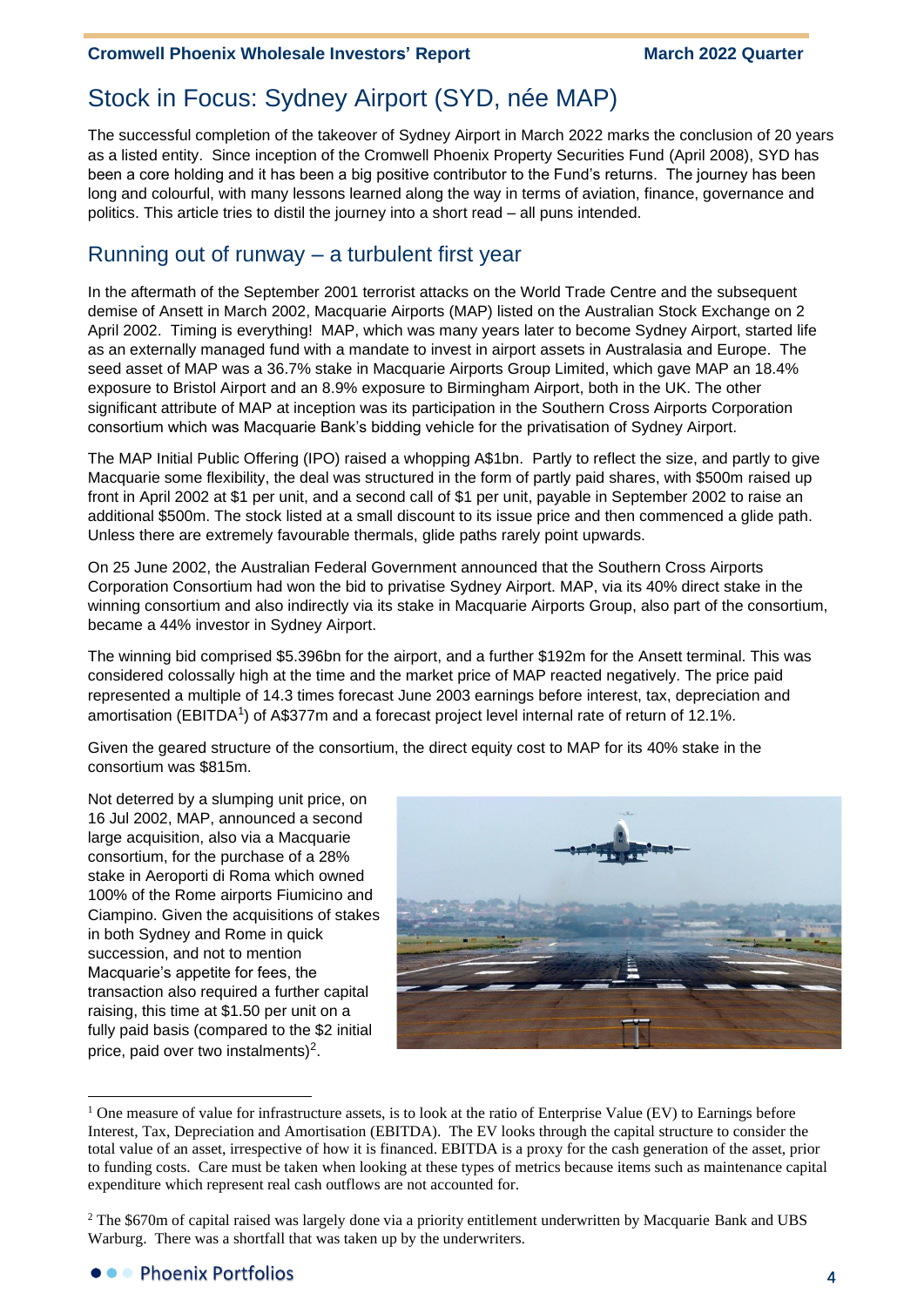# Stock in Focus: Sydney Airport (SYD, née MAP)

The successful completion of the takeover of Sydney Airport in March 2022 marks the conclusion of 20 years as a listed entity. Since inception of the Cromwell Phoenix Property Securities Fund (April 2008), SYD has been a core holding and it has been a big positive contributor to the Fund's returns. The journey has been long and colourful, with many lessons learned along the way in terms of aviation, finance, governance and politics. This article tries to distil the journey into a short read – all puns intended.

## Running out of runway – a turbulent first year

In the aftermath of the September 2001 terrorist attacks on the World Trade Centre and the subsequent demise of Ansett in March 2002, Macquarie Airports (MAP) listed on the Australian Stock Exchange on 2 April 2002. Timing is everything! MAP, which was many years later to become Sydney Airport, started life as an externally managed fund with a mandate to invest in airport assets in Australasia and Europe. The seed asset of MAP was a 36.7% stake in Macquarie Airports Group Limited, which gave MAP an 18.4% exposure to Bristol Airport and an 8.9% exposure to Birmingham Airport, both in the UK. The other significant attribute of MAP at inception was its participation in the Southern Cross Airports Corporation consortium which was Macquarie Bank's bidding vehicle for the privatisation of Sydney Airport.

The MAP Initial Public Offering (IPO) raised a whopping A$1bn. Partly to reflect the size, and partly to give Macquarie some flexibility, the deal was structured in the form of partly paid shares, with $500m raised up front in April 2002 at $1 per unit, and a second call of $1 per unit, payable in September 2002 to raise an additional $500m. The stock listed at a small discount to its issue price and then commenced a glide path. Unless there are extremely favourable thermals, glide paths rarely point upwards.

On 25 June 2002, the Australian Federal Government announced that the Southern Cross Airports Corporation Consortium had won the bid to privatise Sydney Airport. MAP, via its 40% direct stake in the winning consortium and also indirectly via its stake in Macquarie Airports Group, also part of the consortium, became a 44% investor in Sydney Airport.

The winning bid comprised $5.396bn for the airport, and a further $192m for the Ansett terminal. This was considered colossally high at the time and the market price of MAP reacted negatively. The price paid represented a multiple of 14.3 times forecast June 2003 earnings before interest, tax, depreciation and amortisation (EBITDA[1]) of A$377m and a forecast project level internal rate of return of 12.1%.

Given the geared structure of the consortium, the direct equity cost to MAP for its 40% stake in the consortium was $815m.

Not deterred by a slumping unit price, on 16 Jul 2002, MAP, announced a second large acquisition, also via a Macquarie consortium, for the purchase of a 28% stake in Aeroporti di Roma which owned 100% of the Rome airports Fiumicino and Ciampino. Given the acquisitions of stakes in both Sydney and Rome in quick succession, and not to mention Macquarie's appetite for fees, the transaction also required a further capital raising, this time at $1.50 per unit on a fully paid basis (compared to the $2 initial price, paid over two instalments)[2].

---

[1] One measure of value for infrastructure assets, is to look at the ratio of Enterprise Value (EV) to Earnings before Interest, Tax, Depreciation and Amortisation (EBITDA). The EV looks through the capital structure to consider the total value of an asset, irrespective of how it is financed. EBITDA is a proxy for the cash generation of the asset, prior to funding costs. Care must be taken when looking at these types of metrics because items such as maintenance capital expenditure which represent real cash outflows are not accounted for.

[2] The $670m of capital raised was largely done via a priority entitlement underwritten by Macquarie Bank and UBS Warburg. There was a shortfall that was taken up by the underwriters.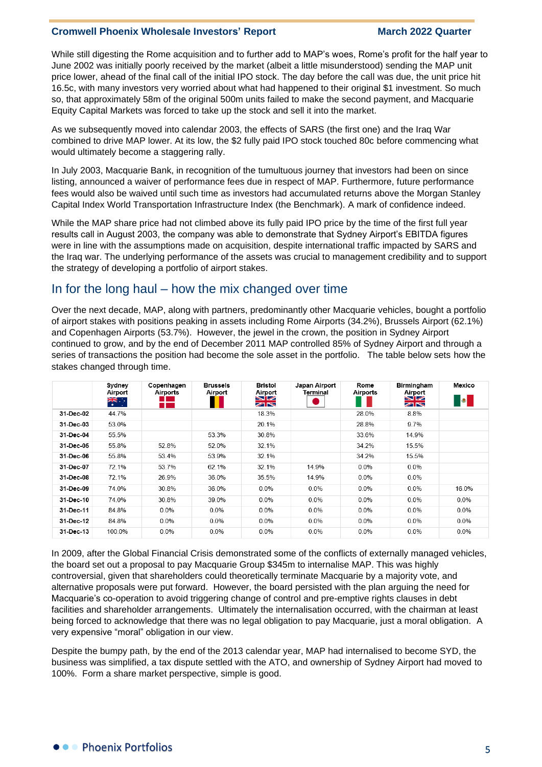While still digesting the Rome acquisition and to further add to MAP's woes, Rome's profit for the half year to June 2002 was initially poorly received by the market (albeit a little misunderstood) sending the MAP unit price lower, ahead of the final call of the initial IPO stock. The day before the call was due, the unit price hit 16.5c, with many investors very worried about what had happened to their original $1 investment. So much so, that approximately 58m of the original 500m units failed to make the second payment, and Macquarie Equity Capital Markets was forced to take up the stock and sell it into the market.

As we subsequently moved into calendar 2003, the effects of SARS (the first one) and the Iraq War combined to drive MAP lower. At its low, the $2 fully paid IPO stock touched 80c before commencing what would ultimately become a staggering rally.

In July 2003, Macquarie Bank, in recognition of the tumultuous journey that investors had been on since listing, announced a waiver of performance fees due in respect of MAP. Furthermore, future performance fees would also be waived until such time as investors had accumulated returns above the Morgan Stanley Capital Index World Transportation Infrastructure Index (the Benchmark). A mark of confidence indeed.

While the MAP share price had not climbed above its fully paid IPO price by the time of the first full year results call in August 2003, the company was able to demonstrate that Sydney Airport's EBITDA figures were in line with the assumptions made on acquisition, despite international traffic impacted by SARS and the Iraq war. The underlying performance of the assets was crucial to management credibility and to support the strategy of developing a portfolio of airport stakes.

## In for the long haul – how the mix changed over time

Over the next decade, MAP, along with partners, predominantly other Macquarie vehicles, bought a portfolio of airport stakes with positions peaking in assets including Rome Airports (34.2%), Brussels Airport (62.1%) and Copenhagen Airports (53.7%). However, the jewel in the crown, the position in Sydney Airport continued to grow, and by the end of December 2011 MAP controlled 85% of Sydney Airport and through a series of transactions the position had become the sole asset in the portfolio. The table below sets how the stakes changed through time.

| | Sydney Airport | Copenhagen Airports | Brussels Airport | Bristol Airport | Japan Airport Terminal | Rome Airports | Birmingham Airport | Mexico |
|---|---|---|---|---|---|---|---|---|
| 31-Dec-02 | 44.7% | | | 18.3% | | 28.0% | 8.8% | |
| 31-Dec-03 | 53.0% | | | 20.1% | | 28.8% | 9.7% | |
| 31-Dec-04 | 55.5% | | 53.3% | 30.8% | | 33.6% | 14.9% | |
| 31-Dec-05 | 55.8% | 52.8% | 52.0% | 32.1% | | 34.2% | 15.5% | |
| 31-Dec-06 | 55.8% | 53.4% | 53.9% | 32.1% | | 34.2% | 15.5% | |
| 31-Dec-07 | 72.1% | 53.7% | 62.1% | 32.1% | 14.9% | 0.0% | 0.0% | |
| 31-Dec-08 | 72.1% | 26.9% | 36.0% | 35.5% | 14.9% | 0.0% | 0.0% | |
| 31-Dec-09 | 74.0% | 30.8% | 36.0% | 0.0% | 0.0% | 0.0% | 0.0% | 16.0% |
| 31-Dec-10 | 74.0% | 30.8% | 39.0% | 0.0% | 0.0% | 0.0% | 0.0% | 0.0% |
| 31-Dec-11 | 84.8% | 0.0% | 0.0% | 0.0% | 0.0% | 0.0% | 0.0% | 0.0% |
| 31-Dec-12 | 84.8% | 0.0% | 0.0% | 0.0% | 0.0% | 0.0% | 0.0% | 0.0% |
| 31-Dec-13 | 100.0% | 0.0% | 0.0% | 0.0% | 0.0% | 0.0% | 0.0% | 0.0% |

In 2009, after the Global Financial Crisis demonstrated some of the conflicts of externally managed vehicles, the board set out a proposal to pay Macquarie Group $345m to internalise MAP. This was highly controversial, given that shareholders could theoretically terminate Macquarie by a majority vote, and alternative proposals were put forward. However, the board persisted with the plan arguing the need for Macquarie's co-operation to avoid triggering change of control and pre-emptive rights clauses in debt facilities and shareholder arrangements. Ultimately the internalisation occurred, with the chairman at least being forced to acknowledge that there was no legal obligation to pay Macquarie, just a moral obligation. A very expensive "moral" obligation in our view.

Despite the bumpy path, by the end of the 2013 calendar year, MAP had internalised to become SYD, the business was simplified, a tax dispute settled with the ATO, and ownership of Sydney Airport had moved to 100%. Form a share market perspective, simple is good.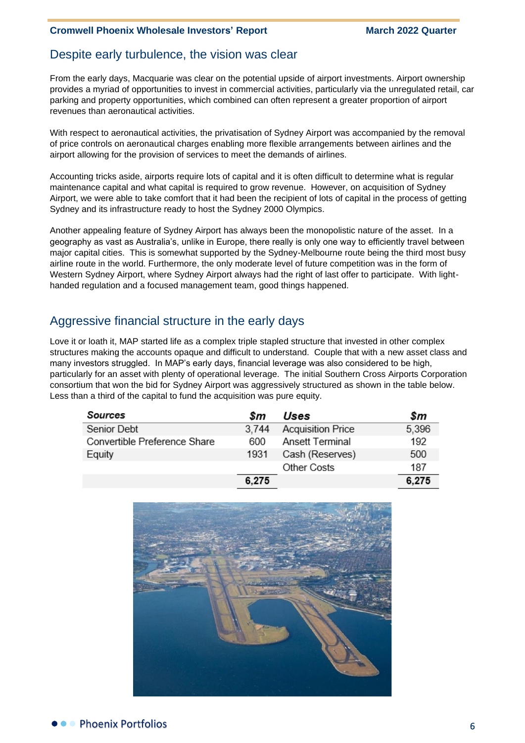## Despite early turbulence, the vision was clear

From the early days, Macquarie was clear on the potential upside of airport investments. Airport ownership provides a myriad of opportunities to invest in commercial activities, particularly via the unregulated retail, car parking and property opportunities, which combined can often represent a greater proportion of airport revenues than aeronautical activities.

With respect to aeronautical activities, the privatisation of Sydney Airport was accompanied by the removal of price controls on aeronautical charges enabling more flexible arrangements between airlines and the airport allowing for the provision of services to meet the demands of airlines.

Accounting tricks aside, airports require lots of capital and it is often difficult to determine what is regular maintenance capital and what capital is required to grow revenue. However, on acquisition of Sydney Airport, we were able to take comfort that it had been the recipient of lots of capital in the process of getting Sydney and its infrastructure ready to host the Sydney 2000 Olympics.

Another appealing feature of Sydney Airport has always been the monopolistic nature of the asset. In a geography as vast as Australia's, unlike in Europe, there really is only one way to efficiently travel between major capital cities. This is somewhat supported by the Sydney-Melbourne route being the third most busy airline route in the world. Furthermore, the only moderate level of future competition was in the form of Western Sydney Airport, where Sydney Airport always had the right of last offer to participate. With light-handed regulation and a focused management team, good things happened.

## Aggressive financial structure in the early days

Love it or loath it, MAP started life as a complex triple stapled structure that invested in other complex structures making the accounts opaque and difficult to understand. Couple that with a new asset class and many investors struggled. In MAP's early days, financial leverage was also considered to be high, particularly for an asset with plenty of operational leverage. The initial Southern Cross Airports Corporation consortium that won the bid for Sydney Airport was aggressively structured as shown in the table below. Less than a third of the capital to fund the acquisition was pure equity.

| *Sources* | *$m* | *Uses* | *$m* |
|---|---|---|---|
| Senior Debt | 3,744 | Acquisition Price | 5,396 |
| Convertible Preference Share | 600 | Ansett Terminal | 192 |
| Equity | 1931 | Cash (Reserves) | 500 |
| | | Other Costs | 187 |
| | **6,275** | | **6,275** |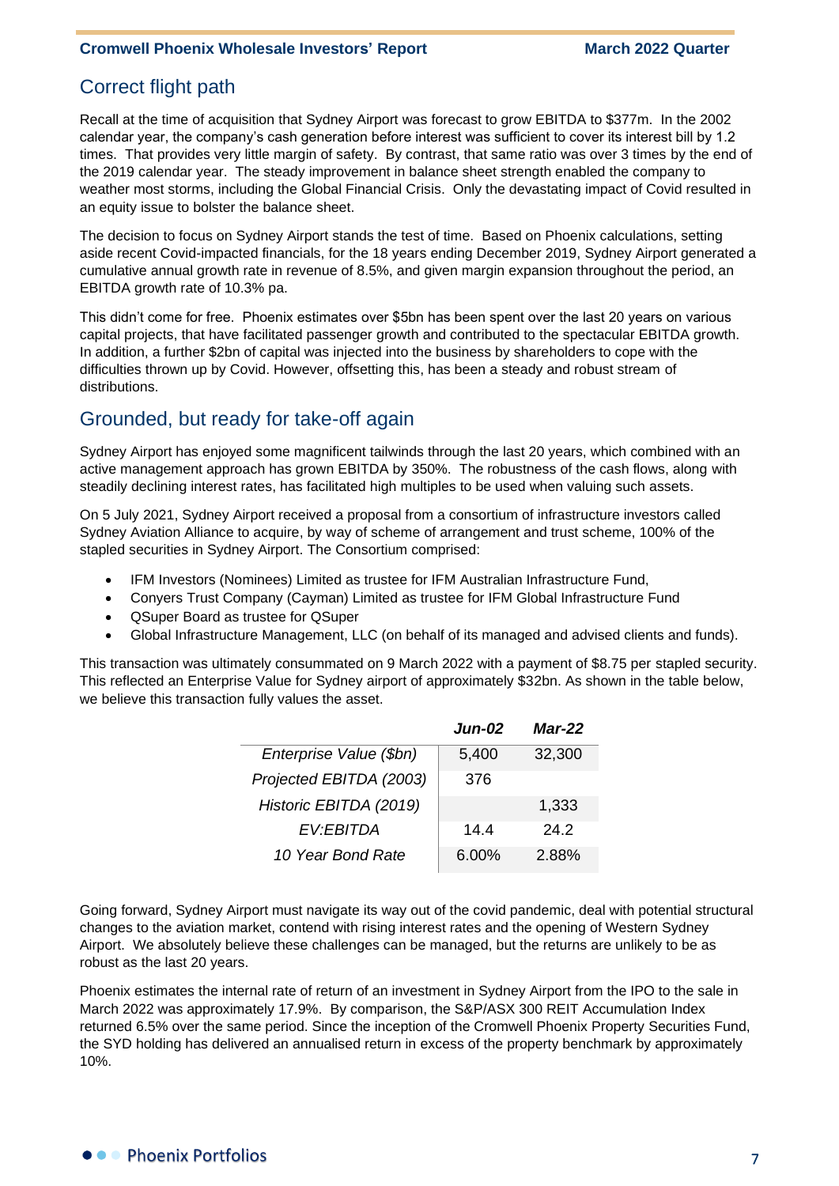## Correct flight path

Recall at the time of acquisition that Sydney Airport was forecast to grow EBITDA to $377m. In the 2002 calendar year, the company's cash generation before interest was sufficient to cover its interest bill by 1.2 times. That provides very little margin of safety. By contrast, that same ratio was over 3 times by the end of the 2019 calendar year. The steady improvement in balance sheet strength enabled the company to weather most storms, including the Global Financial Crisis. Only the devastating impact of Covid resulted in an equity issue to bolster the balance sheet.

The decision to focus on Sydney Airport stands the test of time. Based on Phoenix calculations, setting aside recent Covid-impacted financials, for the 18 years ending December 2019, Sydney Airport generated a cumulative annual growth rate in revenue of 8.5%, and given margin expansion throughout the period, an EBITDA growth rate of 10.3% pa.

This didn't come for free. Phoenix estimates over $5bn has been spent over the last 20 years on various capital projects, that have facilitated passenger growth and contributed to the spectacular EBITDA growth. In addition, a further $2bn of capital was injected into the business by shareholders to cope with the difficulties thrown up by Covid. However, offsetting this, has been a steady and robust stream of distributions.

## Grounded, but ready for take-off again

Sydney Airport has enjoyed some magnificent tailwinds through the last 20 years, which combined with an active management approach has grown EBITDA by 350%. The robustness of the cash flows, along with steadily declining interest rates, has facilitated high multiples to be used when valuing such assets.

On 5 July 2021, Sydney Airport received a proposal from a consortium of infrastructure investors called Sydney Aviation Alliance to acquire, by way of scheme of arrangement and trust scheme, 100% of the stapled securities in Sydney Airport. The Consortium comprised:

- IFM Investors (Nominees) Limited as trustee for IFM Australian Infrastructure Fund,
- Conyers Trust Company (Cayman) Limited as trustee for IFM Global Infrastructure Fund
- QSuper Board as trustee for QSuper
- Global Infrastructure Management, LLC (on behalf of its managed and advised clients and funds).

This transaction was ultimately consummated on 9 March 2022 with a payment of $8.75 per stapled security. This reflected an Enterprise Value for Sydney airport of approximately $32bn. As shown in the table below, we believe this transaction fully values the asset.

| | ***Jun-02*** | ***Mar-22*** |
|---|---|---|
| *Enterprise Value ($bn)* | 5,400 | 32,300 |
| *Projected EBITDA (2003)* | 376 | |
| *Historic EBITDA (2019)* | | 1,333 |
| *EV:EBITDA* | 14.4 | 24.2 |
| *10 Year Bond Rate* | 6.00% | 2.88% |

Going forward, Sydney Airport must navigate its way out of the covid pandemic, deal with potential structural changes to the aviation market, contend with rising interest rates and the opening of Western Sydney Airport. We absolutely believe these challenges can be managed, but the returns are unlikely to be as robust as the last 20 years.

Phoenix estimates the internal rate of return of an investment in Sydney Airport from the IPO to the sale in March 2022 was approximately 17.9%. By comparison, the S&P/ASX 300 REIT Accumulation Index returned 6.5% over the same period. Since the inception of the Cromwell Phoenix Property Securities Fund, the SYD holding has delivered an annualised return in excess of the property benchmark by approximately 10%.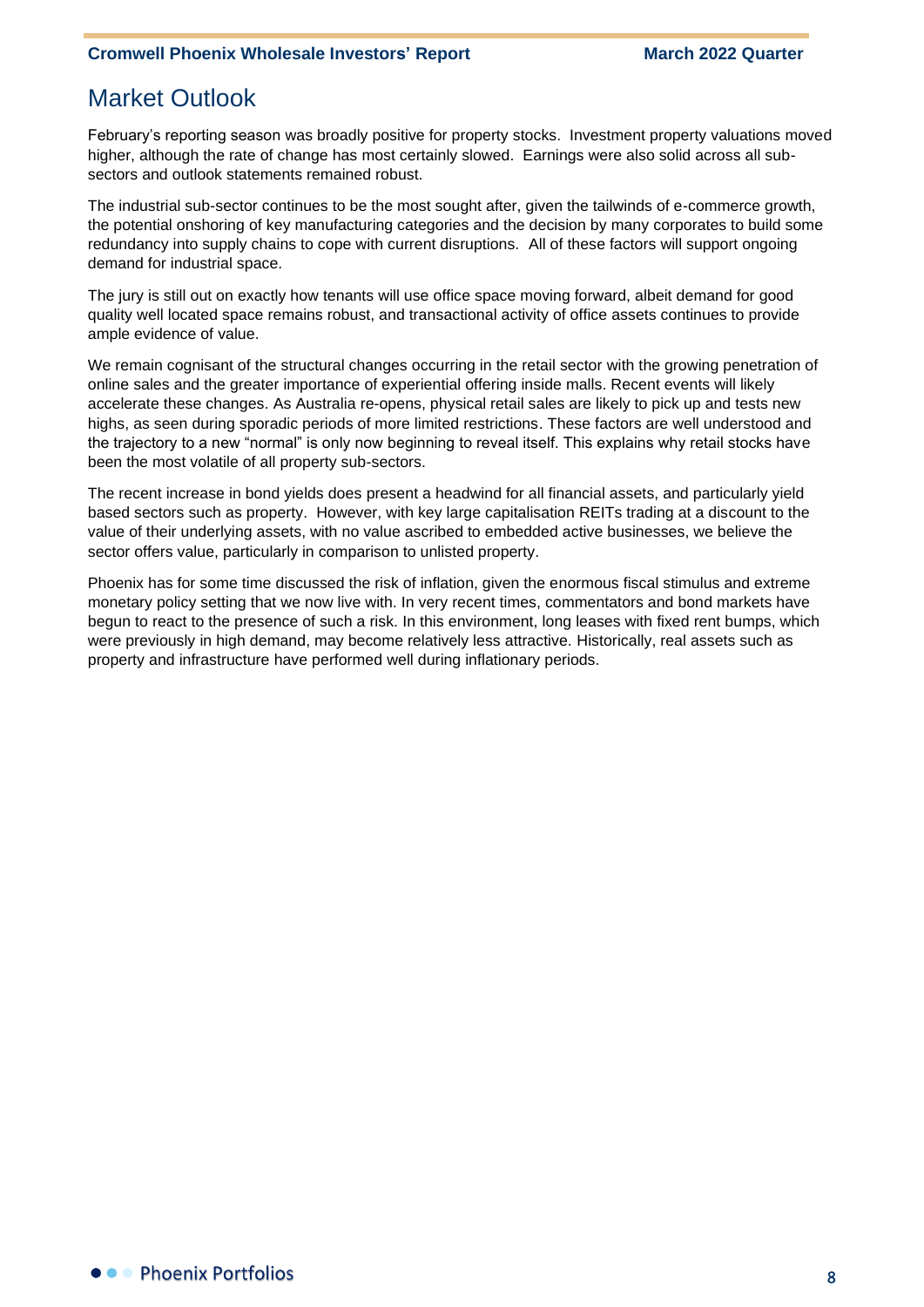# Market Outlook

February's reporting season was broadly positive for property stocks. Investment property valuations moved higher, although the rate of change has most certainly slowed. Earnings were also solid across all sub-sectors and outlook statements remained robust.

The industrial sub-sector continues to be the most sought after, given the tailwinds of e-commerce growth, the potential onshoring of key manufacturing categories and the decision by many corporates to build some redundancy into supply chains to cope with current disruptions. All of these factors will support ongoing demand for industrial space.

The jury is still out on exactly how tenants will use office space moving forward, albeit demand for good quality well located space remains robust, and transactional activity of office assets continues to provide ample evidence of value.

We remain cognisant of the structural changes occurring in the retail sector with the growing penetration of online sales and the greater importance of experiential offering inside malls. Recent events will likely accelerate these changes. As Australia re-opens, physical retail sales are likely to pick up and tests new highs, as seen during sporadic periods of more limited restrictions. These factors are well understood and the trajectory to a new "normal" is only now beginning to reveal itself. This explains why retail stocks have been the most volatile of all property sub-sectors.

The recent increase in bond yields does present a headwind for all financial assets, and particularly yield based sectors such as property. However, with key large capitalisation REITs trading at a discount to the value of their underlying assets, with no value ascribed to embedded active businesses, we believe the sector offers value, particularly in comparison to unlisted property.

Phoenix has for some time discussed the risk of inflation, given the enormous fiscal stimulus and extreme monetary policy setting that we now live with. In very recent times, commentators and bond markets have begun to react to the presence of such a risk. In this environment, long leases with fixed rent bumps, which were previously in high demand, may become relatively less attractive. Historically, real assets such as property and infrastructure have performed well during inflationary periods.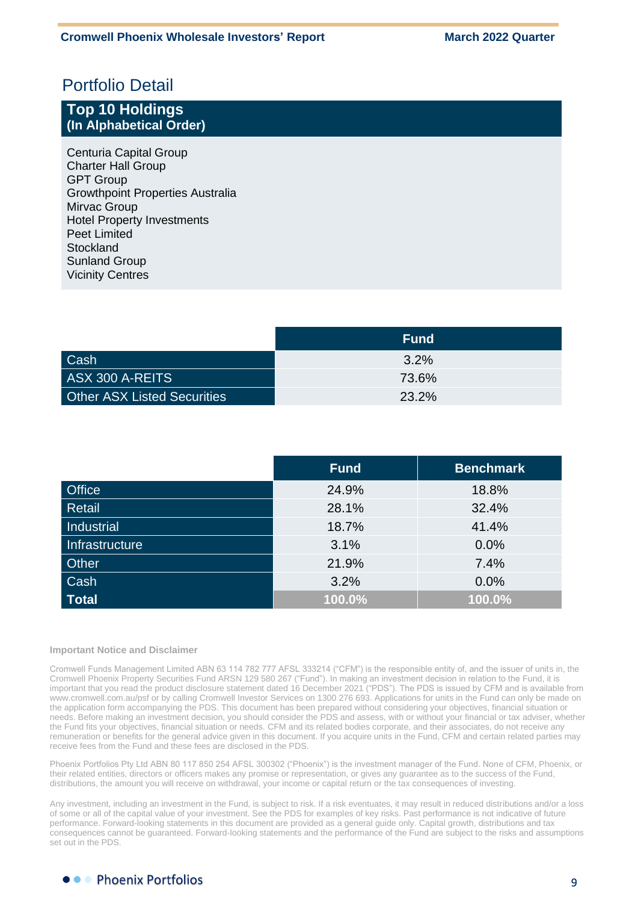# Portfolio Detail

## Top 10 Holdings
### (In Alphabetical Order)

Centuria Capital Group
Charter Hall Group
GPT Group
Growthpoint Properties Australia
Mirvac Group
Hotel Property Investments
Peet Limited
Stockland
Sunland Group
Vicinity Centres

| | Fund |
|---|---|
| Cash | 3.2% |
| ASX 300 A-REITS | 73.6% |
| Other ASX Listed Securities | 23.2% |

| | Fund | Benchmark |
|---|---|---|
| Office | 24.9% | 18.8% |
| Retail | 28.1% | 32.4% |
| Industrial | 18.7% | 41.4% |
| Infrastructure | 3.1% | 0.0% |
| Other | 21.9% | 7.4% |
| Cash | 3.2% | 0.0% |
| **Total** | **100.0%** | **100.0%** |

**Important Notice and Disclaimer**

Cromwell Funds Management Limited ABN 63 114 782 777 AFSL 333214 ("CFM") is the responsible entity of, and the issuer of units in, the Cromwell Phoenix Property Securities Fund ARSN 129 580 267 ("Fund"). In making an investment decision in relation to the Fund, it is important that you read the product disclosure statement dated 16 December 2021 ("PDS"). The PDS is issued by CFM and is available from www.cromwell.com.au/psf or by calling Cromwell Investor Services on 1300 276 693. Applications for units in the Fund can only be made on the application form accompanying the PDS. This document has been prepared without considering your objectives, financial situation or needs. Before making an investment decision, you should consider the PDS and assess, with or without your financial or tax adviser, whether the Fund fits your objectives, financial situation or needs. CFM and its related bodies corporate, and their associates, do not receive any remuneration or benefits for the general advice given in this document. If you acquire units in the Fund, CFM and certain related parties may receive fees from the Fund and these fees are disclosed in the PDS.

Phoenix Portfolios Pty Ltd ABN 80 117 850 254 AFSL 300302 ("Phoenix") is the investment manager of the Fund. None of CFM, Phoenix, or their related entities, directors or officers makes any promise or representation, or gives any guarantee as to the success of the Fund, distributions, the amount you will receive on withdrawal, your income or capital return or the tax consequences of investing.

Any investment, including an investment in the Fund, is subject to risk. If a risk eventuates, it may result in reduced distributions and/or a loss of some or all of the capital value of your investment. See the PDS for examples of key risks. Past performance is not indicative of future performance. Forward-looking statements in this document are provided as a general guide only. Capital growth, distributions and tax consequences cannot be guaranteed. Forward-looking statements and the performance of the Fund are subject to the risks and assumptions set out in the PDS.